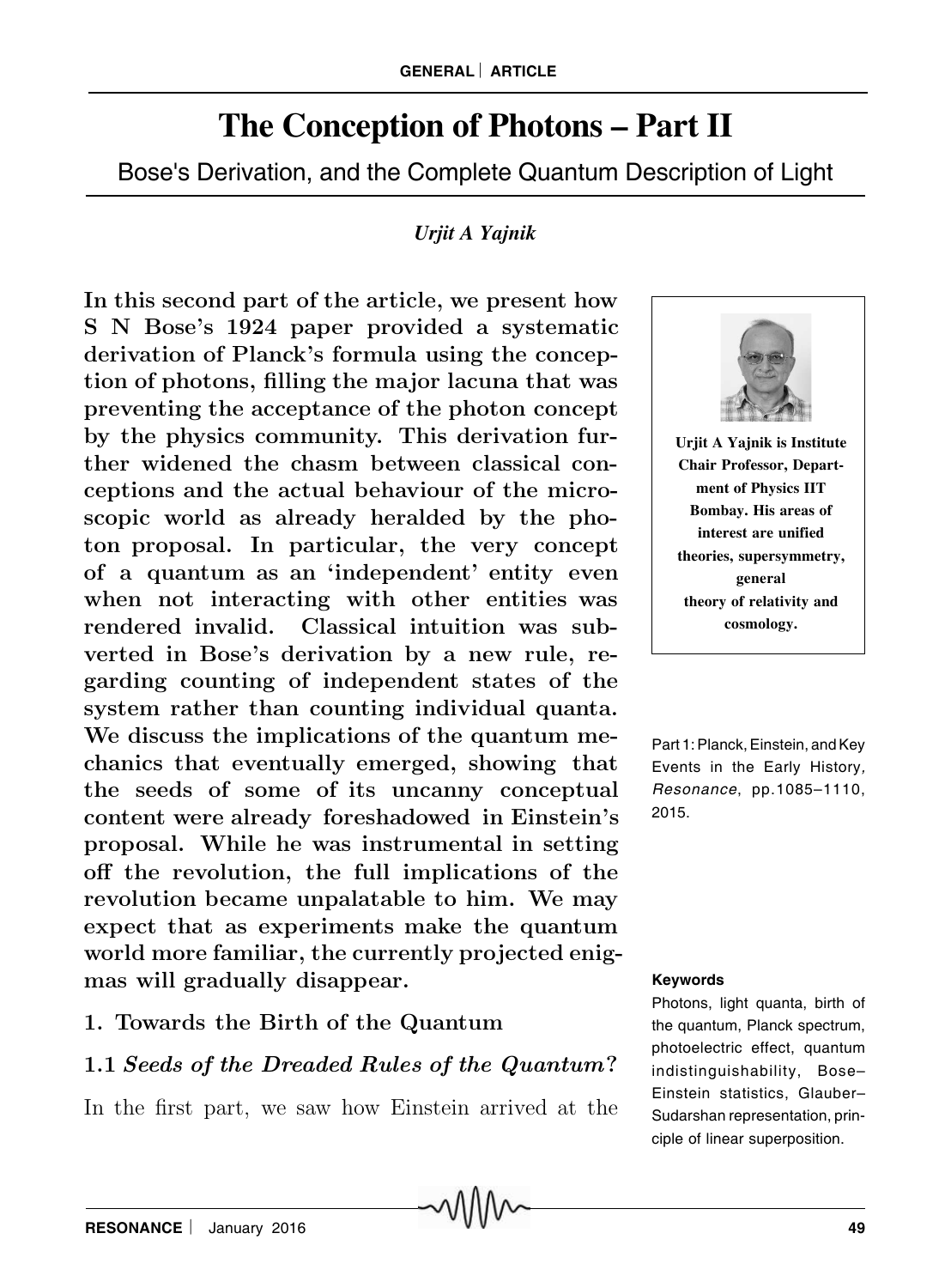# The Conception of Photons – Part II

Bose's Derivation, and the Complete Quantum Description of Light

*Urjit A Yajnik*

**In this second part of the article, we present how S N Bose's 1924 paper provided a systematic derivation of Planck's formula using the conception of photons, filling the major lacuna that was preventing the acceptance of the photon concept by the physics community. This derivation further widened the chasm between classical conceptions and the actual behaviour of the microscopic world as already heralded by the photon proposal. In particular, the very concept of a quantum as an 'independent' entity even when not interacting with other entities was rendered invalid. Classical intuition was subverted in Bose's derivation by a new rule, regarding counting of independent states of the system rather than counting individual quanta. We discuss the implications of the quantum mechanics that eventually emerged, showing that the seeds of some of its uncanny conceptual content were already foreshadowed in Einstein's proposal. While he was instrumental in setting off the revolution, the full implications of the revolution became unpalatable to him. We may expect that as experiments make the quantum world more familiar, the currently projected enigmas will gradually disappear.**

**Urjit A Yajnik is Institute Chair Professor, Department of Physics IIT Bombay. His areas of interest are unified theories, supersymmetry, general theory of relativity and cosmology.**

Part 1: Planck, Einstein, and Key Events in the Early History, *Resonance*, pp.1085–1110, 2015.

**Keywords**

Photons, light quanta, birth of the quantum, Planck spectrum, photoelectric effect, quantum indistinguishability, Bose–Einstein statistics, Glauber–Sudarshan representation, principle of linear superposition.

## 1. Towards the Birth of the Quantum

### 1.1 *Seeds of the Dreaded Rules of the Quantum?*

In the first part, we saw how Einstein arrived at the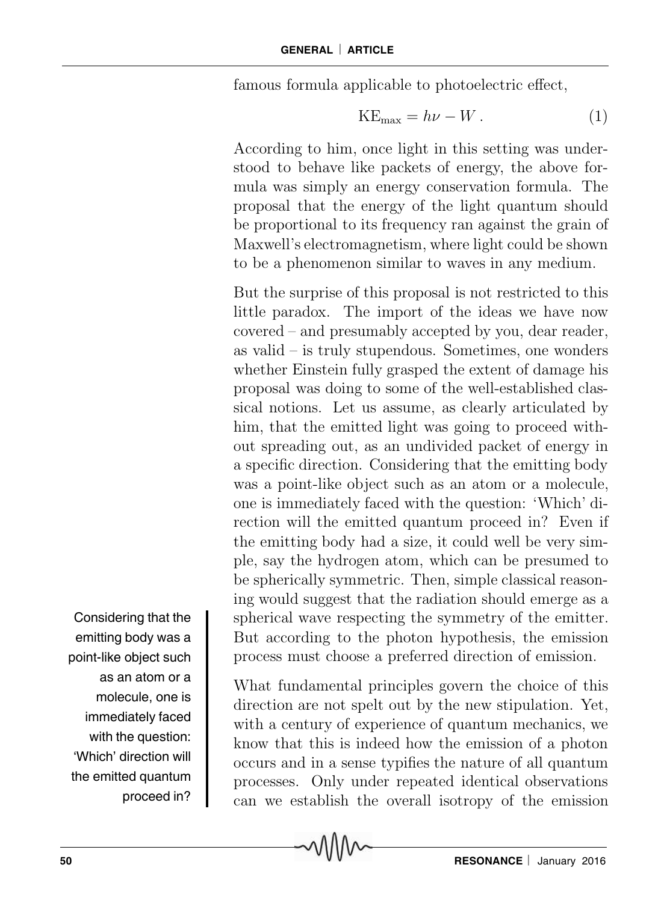famous formula applicable to photoelectric effect,

$$\mathrm{KE}_{\max} = h\nu - W \,. \tag{1}$$

According to him, once light in this setting was understood to behave like packets of energy, the above formula was simply an energy conservation formula. The proposal that the energy of the light quantum should be proportional to its frequency ran against the grain of Maxwell's electromagnetism, where light could be shown to be a phenomenon similar to waves in any medium.

But the surprise of this proposal is not restricted to this little paradox. The import of the ideas we have now covered – and presumably accepted by you, dear reader, as valid – is truly stupendous. Sometimes, one wonders whether Einstein fully grasped the extent of damage his proposal was doing to some of the well-established classical notions. Let us assume, as clearly articulated by him, that the emitted light was going to proceed without spreading out, as an undivided packet of energy in a specific direction. Considering that the emitting body was a point-like object such as an atom or a molecule, one is immediately faced with the question: 'Which' direction will the emitted quantum proceed in? Even if the emitting body had a size, it could well be very simple, say the hydrogen atom, which can be presumed to be spherically symmetric. Then, simple classical reasoning would suggest that the radiation should emerge as a spherical wave respecting the symmetry of the emitter. But according to the photon hypothesis, the emission process must choose a preferred direction of emission.

Considering that the emitting body was a point-like object such as an atom or a molecule, one is immediately faced with the question: 'Which' direction will the emitted quantum proceed in?

What fundamental principles govern the choice of this direction are not spelt out by the new stipulation. Yet, with a century of experience of quantum mechanics, we know that this is indeed how the emission of a photon occurs and in a sense typifies the nature of all quantum processes. Only under repeated identical observations can we establish the overall isotropy of the emission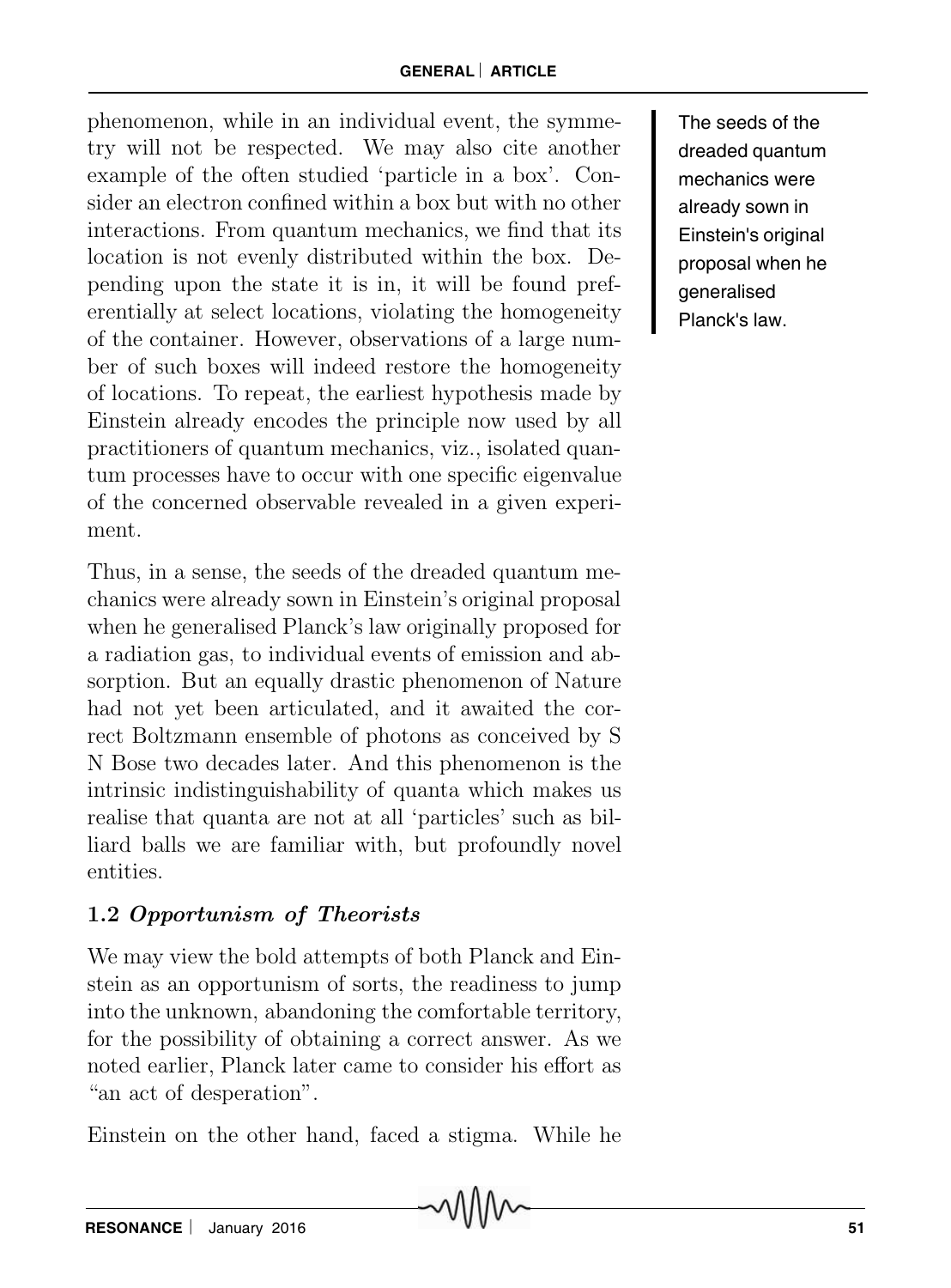phenomenon, while in an individual event, the symmetry will not be respected. We may also cite another example of the often studied 'particle in a box'. Consider an electron confined within a box but with no other interactions. From quantum mechanics, we find that its location is not evenly distributed within the box. Depending upon the state it is in, it will be found preferentially at select locations, violating the homogeneity of the container. However, observations of a large number of such boxes will indeed restore the homogeneity of locations. To repeat, the earliest hypothesis made by Einstein already encodes the principle now used by all practitioners of quantum mechanics, viz., isolated quantum processes have to occur with one specific eigenvalue of the concerned observable revealed in a given experiment.

Thus, in a sense, the seeds of the dreaded quantum mechanics were already sown in Einstein's original proposal when he generalised Planck's law originally proposed for a radiation gas, to individual events of emission and absorption. But an equally drastic phenomenon of Nature had not yet been articulated, and it awaited the correct Boltzmann ensemble of photons as conceived by S N Bose two decades later. And this phenomenon is the intrinsic indistinguishability of quanta which makes us realise that quanta are not at all 'particles' such as billiard balls we are familiar with, but profoundly novel entities.

> The seeds of the dreaded quantum mechanics were already sown in Einstein's original proposal when he generalised Planck's law.

### 1.2 *Opportunism of Theorists*

We may view the bold attempts of both Planck and Einstein as an opportunism of sorts, the readiness to jump into the unknown, abandoning the comfortable territory, for the possibility of obtaining a correct answer. As we noted earlier, Planck later came to consider his effort as "an act of desperation".

Einstein on the other hand, faced a stigma. While he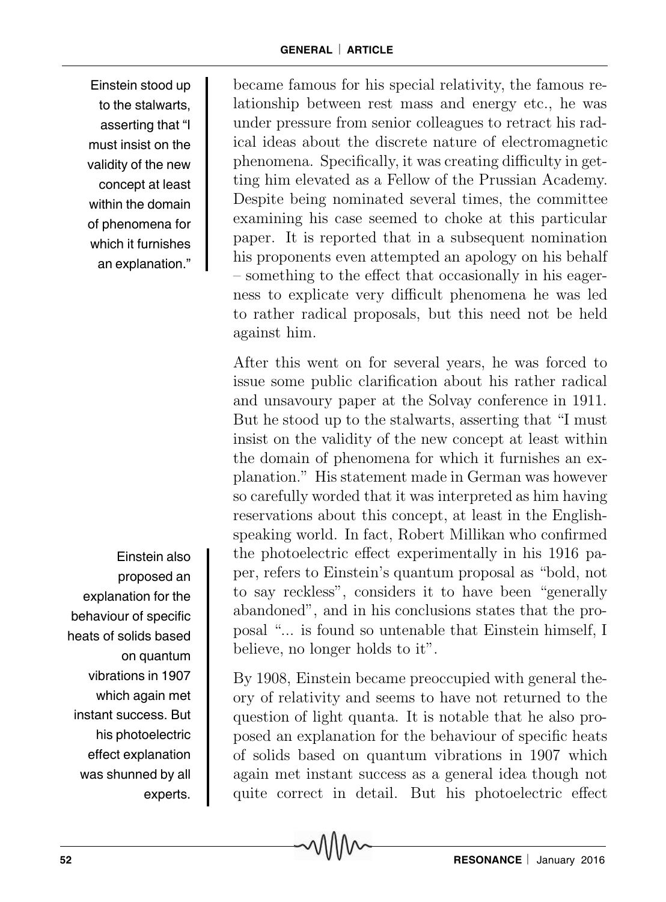Einstein stood up to the stalwarts, asserting that "I must insist on the validity of the new concept at least within the domain of phenomena for which it furnishes an explanation."

became famous for his special relativity, the famous relationship between rest mass and energy etc., he was under pressure from senior colleagues to retract his radical ideas about the discrete nature of electromagnetic phenomena. Specifically, it was creating difficulty in getting him elevated as a Fellow of the Prussian Academy. Despite being nominated several times, the committee examining his case seemed to choke at this particular paper. It is reported that in a subsequent nomination his proponents even attempted an apology on his behalf – something to the effect that occasionally in his eagerness to explicate very difficult phenomena he was led to rather radical proposals, but this need not be held against him.

After this went on for several years, he was forced to issue some public clarification about his rather radical and unsavoury paper at the Solvay conference in 1911. But he stood up to the stalwarts, asserting that "I must insist on the validity of the new concept at least within the domain of phenomena for which it furnishes an explanation." His statement made in German was however so carefully worded that it was interpreted as him having reservations about this concept, at least in the English-speaking world. In fact, Robert Millikan who confirmed the photoelectric effect experimentally in his 1916 paper, refers to Einstein's quantum proposal as "bold, not to say reckless", considers it to have been "generally abandoned", and in his conclusions states that the proposal "... is found so untenable that Einstein himself, I believe, no longer holds to it".

Einstein also proposed an explanation for the behaviour of specific heats of solids based on quantum vibrations in 1907 which again met instant success. But his photoelectric effect explanation was shunned by all experts.

By 1908, Einstein became preoccupied with general theory of relativity and seems to have not returned to the question of light quanta. It is notable that he also proposed an explanation for the behaviour of specific heats of solids based on quantum vibrations in 1907 which again met instant success as a general idea though not quite correct in detail. But his photoelectric effect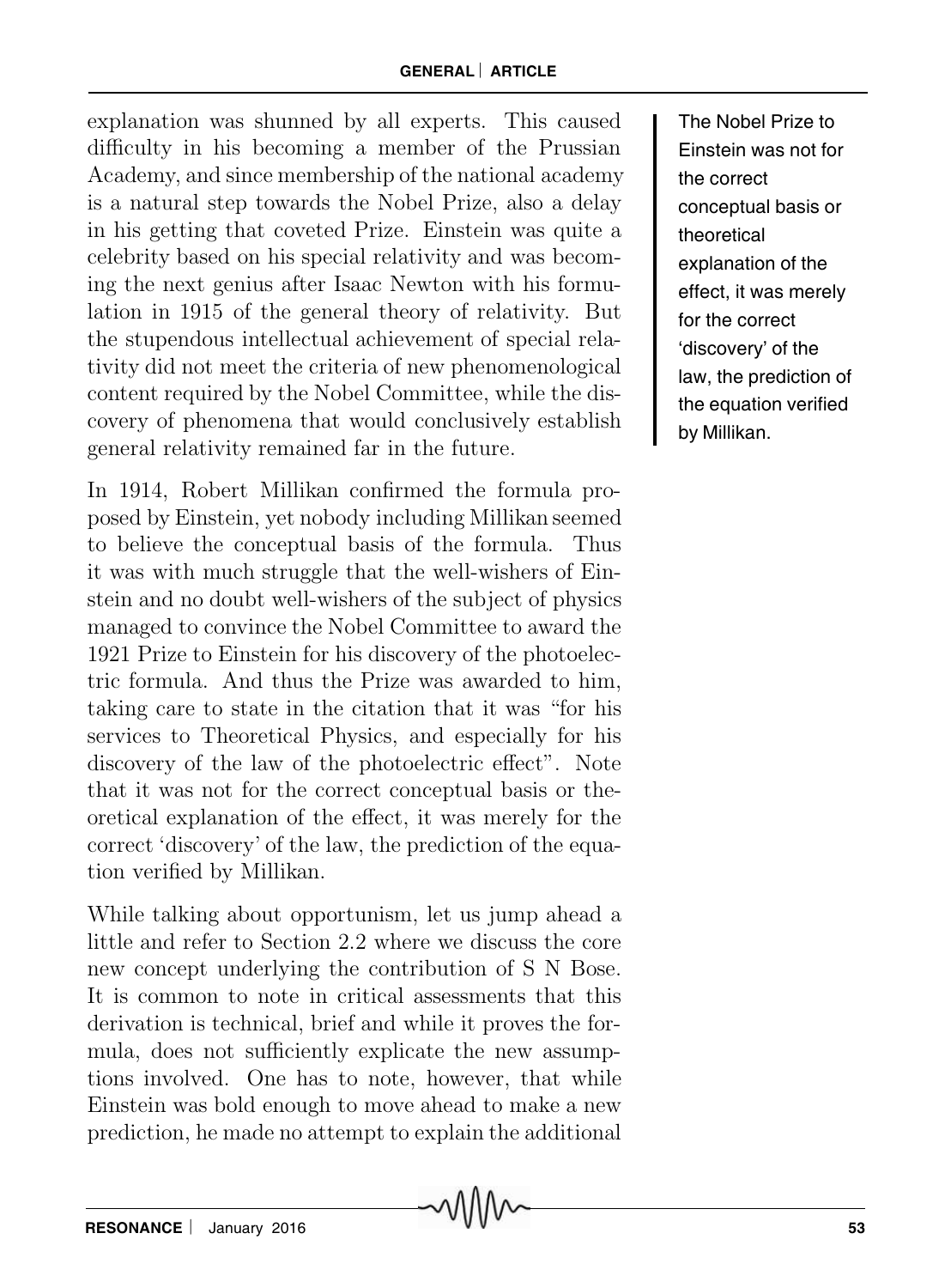explanation was shunned by all experts. This caused difficulty in his becoming a member of the Prussian Academy, and since membership of the national academy is a natural step towards the Nobel Prize, also a delay in his getting that coveted Prize. Einstein was quite a celebrity based on his special relativity and was becoming the next genius after Isaac Newton with his formulation in 1915 of the general theory of relativity. But the stupendous intellectual achievement of special relativity did not meet the criteria of new phenomenological content required by the Nobel Committee, while the discovery of phenomena that would conclusively establish general relativity remained far in the future.

The Nobel Prize to Einstein was not for the correct conceptual basis or theoretical explanation of the effect, it was merely for the correct 'discovery' of the law, the prediction of the equation verified by Millikan.

In 1914, Robert Millikan confirmed the formula proposed by Einstein, yet nobody including Millikan seemed to believe the conceptual basis of the formula. Thus it was with much struggle that the well-wishers of Einstein and no doubt well-wishers of the subject of physics managed to convince the Nobel Committee to award the 1921 Prize to Einstein for his discovery of the photoelectric formula. And thus the Prize was awarded to him, taking care to state in the citation that it was "for his services to Theoretical Physics, and especially for his discovery of the law of the photoelectric effect". Note that it was not for the correct conceptual basis or theoretical explanation of the effect, it was merely for the correct 'discovery' of the law, the prediction of the equation verified by Millikan.

While talking about opportunism, let us jump ahead a little and refer to Section 2.2 where we discuss the core new concept underlying the contribution of S N Bose. It is common to note in critical assessments that this derivation is technical, brief and while it proves the formula, does not sufficiently explicate the new assumptions involved. One has to note, however, that while Einstein was bold enough to move ahead to make a new prediction, he made no attempt to explain the additional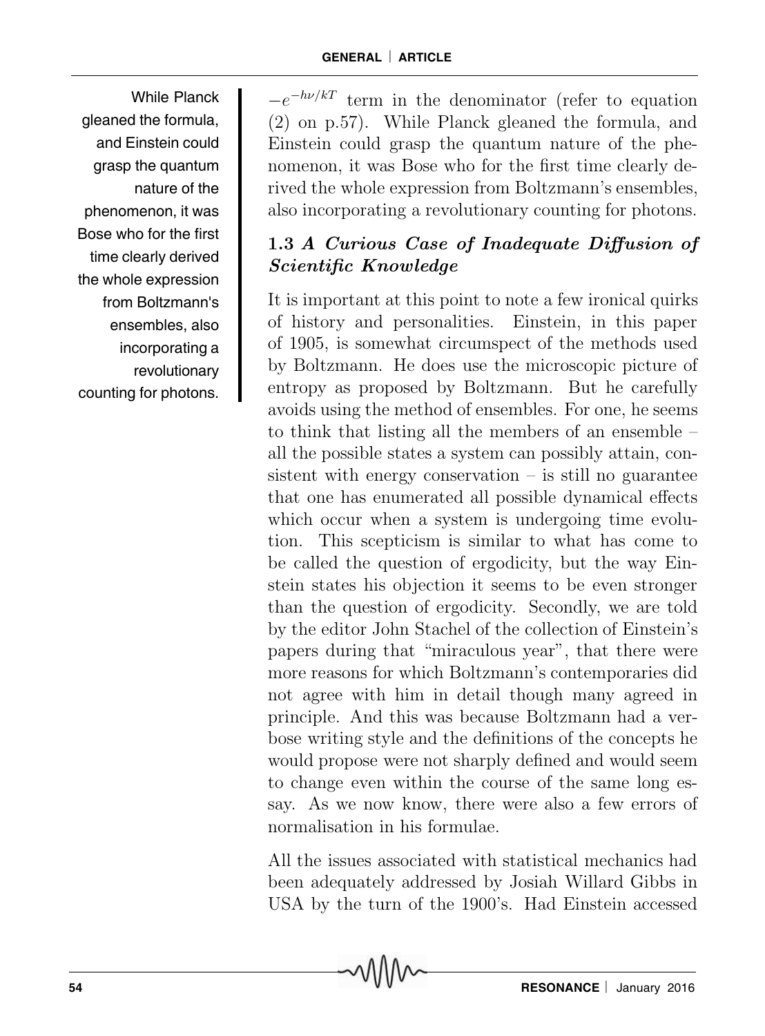While Planck gleaned the formula, and Einstein could grasp the quantum nature of the phenomenon, it was Bose who for the first time clearly derived the whole expression from Boltzmann's ensembles, also incorporating a revolutionary counting for photons.

$-e^{-h\nu/kT}$ term in the denominator (refer to equation (2) on p.57). While Planck gleaned the formula, and Einstein could grasp the quantum nature of the phenomenon, it was Bose who for the first time clearly derived the whole expression from Boltzmann's ensembles, also incorporating a revolutionary counting for photons.

### 1.3 *A Curious Case of Inadequate Diffusion of Scientific Knowledge*

It is important at this point to note a few ironical quirks of history and personalities. Einstein, in this paper of 1905, is somewhat circumspect of the methods used by Boltzmann. He does use the microscopic picture of entropy as proposed by Boltzmann. But he carefully avoids using the method of ensembles. For one, he seems to think that listing all the members of an ensemble – all the possible states a system can possibly attain, consistent with energy conservation – is still no guarantee that one has enumerated all possible dynamical effects which occur when a system is undergoing time evolution. This scepticism is similar to what has come to be called the question of ergodicity, but the way Einstein states his objection it seems to be even stronger than the question of ergodicity. Secondly, we are told by the editor John Stachel of the collection of Einstein's papers during that "miraculous year", that there were more reasons for which Boltzmann's contemporaries did not agree with him in detail though many agreed in principle. And this was because Boltzmann had a verbose writing style and the definitions of the concepts he would propose were not sharply defined and would seem to change even within the course of the same long essay. As we now know, there were also a few errors of normalisation in his formulae.

All the issues associated with statistical mechanics had been adequately addressed by Josiah Willard Gibbs in USA by the turn of the 1900's. Had Einstein accessed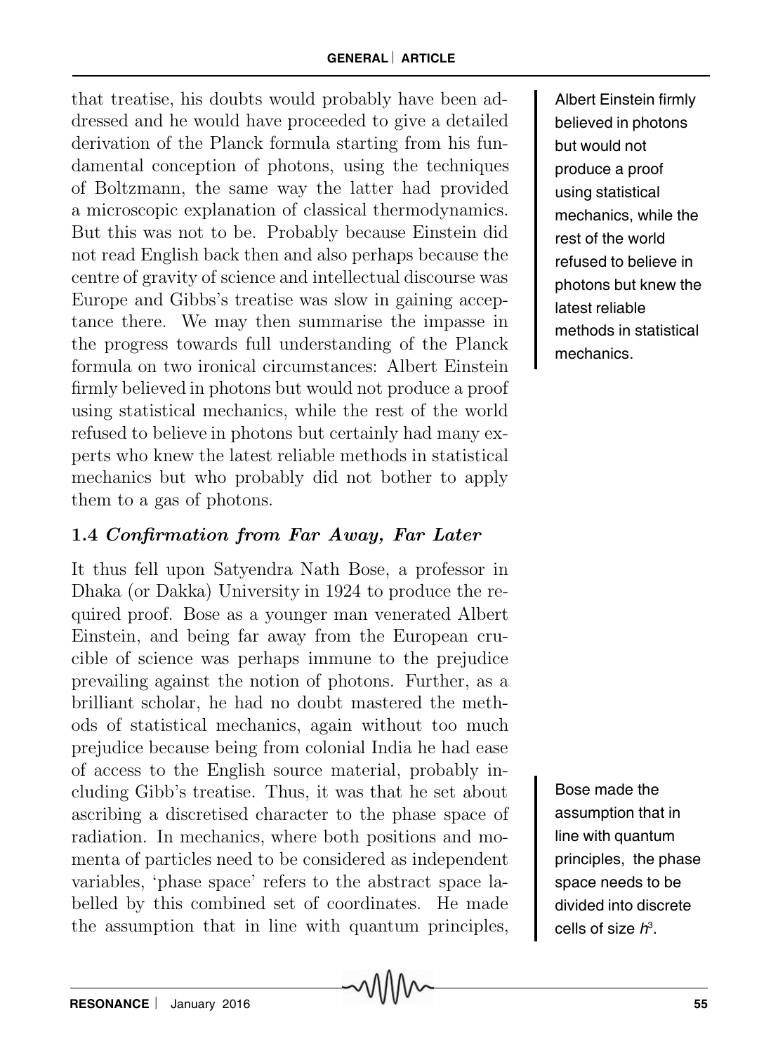that treatise, his doubts would probably have been addressed and he would have proceeded to give a detailed derivation of the Planck formula starting from his fundamental conception of photons, using the techniques of Boltzmann, the same way the latter had provided a microscopic explanation of classical thermodynamics. But this was not to be. Probably because Einstein did not read English back then and also perhaps because the centre of gravity of science and intellectual discourse was Europe and Gibbs's treatise was slow in gaining acceptance there. We may then summarise the impasse in the progress towards full understanding of the Planck formula on two ironical circumstances: Albert Einstein firmly believed in photons but would not produce a proof using statistical mechanics, while the rest of the world refused to believe in photons but certainly had many experts who knew the latest reliable methods in statistical mechanics but who probably did not bother to apply them to a gas of photons.

Albert Einstein firmly believed in photons but would not produce a proof using statistical mechanics, while the rest of the world refused to believe in photons but knew the latest reliable methods in statistical mechanics.

### 1.4 *Confirmation from Far Away, Far Later*

It thus fell upon Satyendra Nath Bose, a professor in Dhaka (or Dakka) University in 1924 to produce the required proof. Bose as a younger man venerated Albert Einstein, and being far away from the European crucible of science was perhaps immune to the prejudice prevailing against the notion of photons. Further, as a brilliant scholar, he had no doubt mastered the methods of statistical mechanics, again without too much prejudice because being from colonial India he had ease of access to the English source material, probably including Gibb's treatise. Thus, it was that he set about ascribing a discretised character to the phase space of radiation. In mechanics, where both positions and momenta of particles need to be considered as independent variables, 'phase space' refers to the abstract space labelled by this combined set of coordinates. He made the assumption that in line with quantum principles,

Bose made the assumption that in line with quantum principles, the phase space needs to be divided into discrete cells of size $h^3$.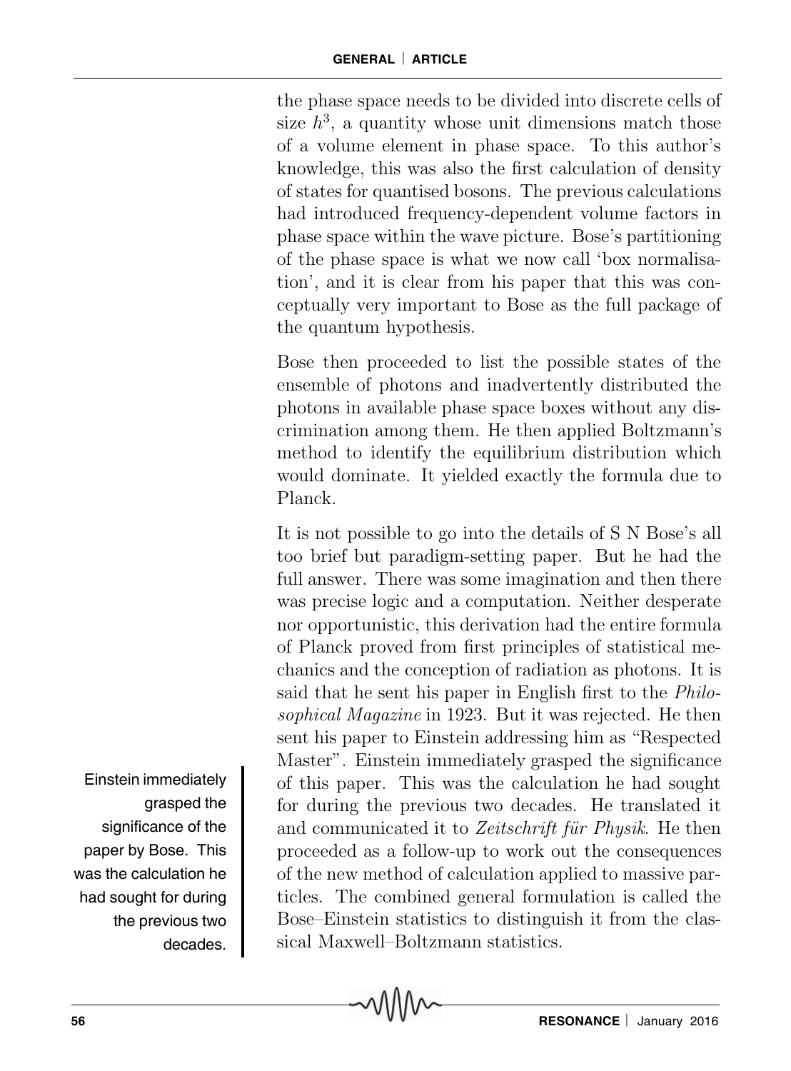the phase space needs to be divided into discrete cells of size $h^3$, a quantity whose unit dimensions match those of a volume element in phase space. To this author's knowledge, this was also the first calculation of density of states for quantised bosons. The previous calculations had introduced frequency-dependent volume factors in phase space within the wave picture. Bose's partitioning of the phase space is what we now call 'box normalisation', and it is clear from his paper that this was conceptually very important to Bose as the full package of the quantum hypothesis.

Bose then proceeded to list the possible states of the ensemble of photons and inadvertently distributed the photons in available phase space boxes without any discrimination among them. He then applied Boltzmann's method to identify the equilibrium distribution which would dominate. It yielded exactly the formula due to Planck.

It is not possible to go into the details of S N Bose's all too brief but paradigm-setting paper. But he had the full answer. There was some imagination and then there was precise logic and a computation. Neither desperate nor opportunistic, this derivation had the entire formula of Planck proved from first principles of statistical mechanics and the conception of radiation as photons. It is said that he sent his paper in English first to the *Philosophical Magazine* in 1923. But it was rejected. He then sent his paper to Einstein addressing him as "Respected Master". Einstein immediately grasped the significance of this paper. This was the calculation he had sought for during the previous two decades. He translated it and communicated it to *Zeitschrift für Physik*. He then proceeded as a follow-up to work out the consequences of the new method of calculation applied to massive particles. The combined general formulation is called the Bose–Einstein statistics to distinguish it from the classical Maxwell–Boltzmann statistics.

Einstein immediately grasped the significance of the paper by Bose. This was the calculation he had sought for during the previous two decades.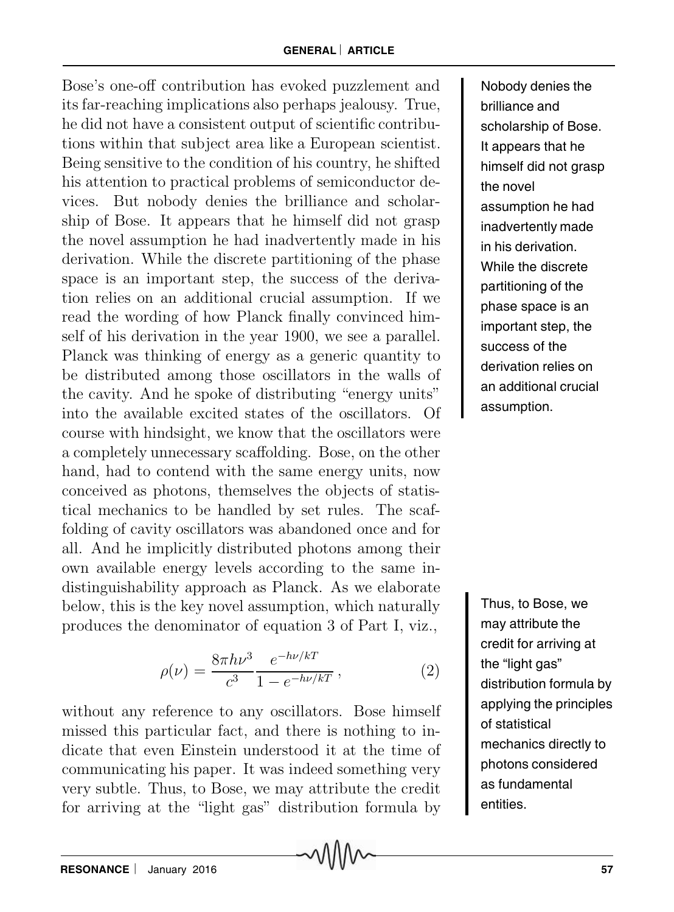Bose's one-off contribution has evoked puzzlement and its far-reaching implications also perhaps jealousy. True, he did not have a consistent output of scientific contributions within that subject area like a European scientist. Being sensitive to the condition of his country, he shifted his attention to practical problems of semiconductor devices. But nobody denies the brilliance and scholarship of Bose. It appears that he himself did not grasp the novel assumption he had inadvertently made in his derivation. While the discrete partitioning of the phase space is an important step, the success of the derivation relies on an additional crucial assumption. If we read the wording of how Planck finally convinced himself of his derivation in the year 1900, we see a parallel. Planck was thinking of energy as a generic quantity to be distributed among those oscillators in the walls of the cavity. And he spoke of distributing "energy units" into the available excited states of the oscillators. Of course with hindsight, we know that the oscillators were a completely unnecessary scaffolding. Bose, on the other hand, had to contend with the same energy units, now conceived as photons, themselves the objects of statistical mechanics to be handled by set rules. The scaffolding of cavity oscillators was abandoned once and for all. And he implicitly distributed photons among their own available energy levels according to the same indistinguishability approach as Planck. As we elaborate below, this is the key novel assumption, which naturally produces the denominator of equation 3 of Part I, viz.,

$$\rho(\nu) = \frac{8\pi h\nu^3}{c^3} \frac{e^{-h\nu/kT}}{1 - e^{-h\nu/kT}}, \tag{2}$$

without any reference to any oscillators. Bose himself missed this particular fact, and there is nothing to indicate that even Einstein understood it at the time of communicating his paper. It was indeed something very very subtle. Thus, to Bose, we may attribute the credit for arriving at the "light gas" distribution formula by

Nobody denies the brilliance and scholarship of Bose. It appears that he himself did not grasp the novel assumption he had inadvertently made in his derivation. While the discrete partitioning of the phase space is an important step, the success of the derivation relies on an additional crucial assumption.

Thus, to Bose, we may attribute the credit for arriving at the "light gas" distribution formula by applying the principles of statistical mechanics directly to photons considered as fundamental entities.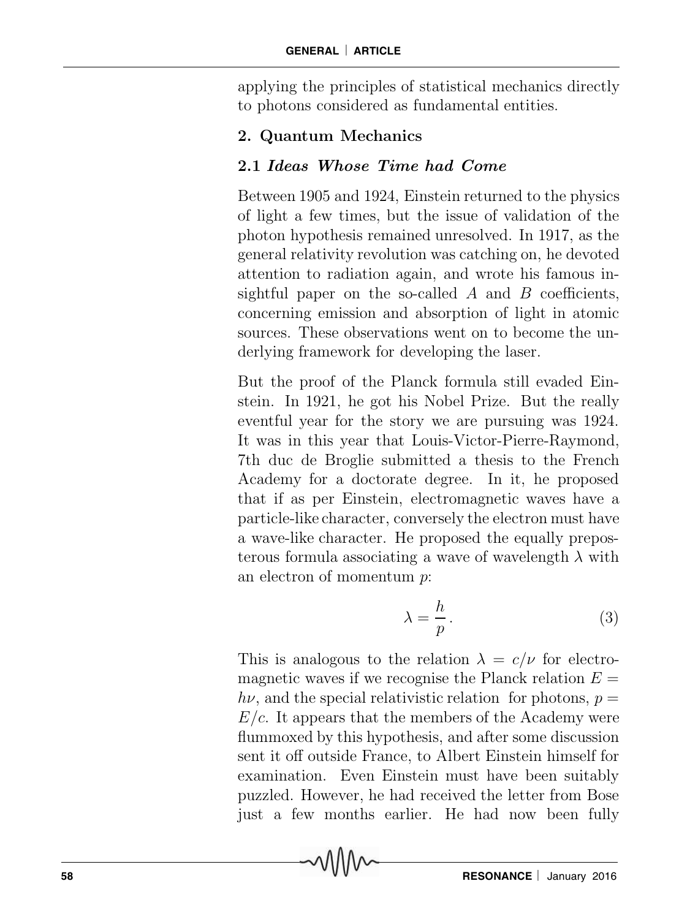applying the principles of statistical mechanics directly to photons considered as fundamental entities.

## 2. Quantum Mechanics

### 2.1 *Ideas Whose Time had Come*

Between 1905 and 1924, Einstein returned to the physics of light a few times, but the issue of validation of the photon hypothesis remained unresolved. In 1917, as the general relativity revolution was catching on, he devoted attention to radiation again, and wrote his famous insightful paper on the so-called $A$ and $B$ coefficients, concerning emission and absorption of light in atomic sources. These observations went on to become the underlying framework for developing the laser.

But the proof of the Planck formula still evaded Einstein. In 1921, he got his Nobel Prize. But the really eventful year for the story we are pursuing was 1924. It was in this year that Louis-Victor-Pierre-Raymond, 7th duc de Broglie submitted a thesis to the French Academy for a doctorate degree. In it, he proposed that if as per Einstein, electromagnetic waves have a particle-like character, conversely the electron must have a wave-like character. He proposed the equally preposterous formula associating a wave of wavelength $\lambda$ with an electron of momentum $p$:

$$\lambda = \frac{h}{p}\,. \tag{3}$$

This is analogous to the relation $\lambda = c/\nu$ for electromagnetic waves if we recognise the Planck relation $E = h\nu$, and the special relativistic relation for photons, $p = E/c$. It appears that the members of the Academy were flummoxed by this hypothesis, and after some discussion sent it off outside France, to Albert Einstein himself for examination. Even Einstein must have been suitably puzzled. However, he had received the letter from Bose just a few months earlier. He had now been fully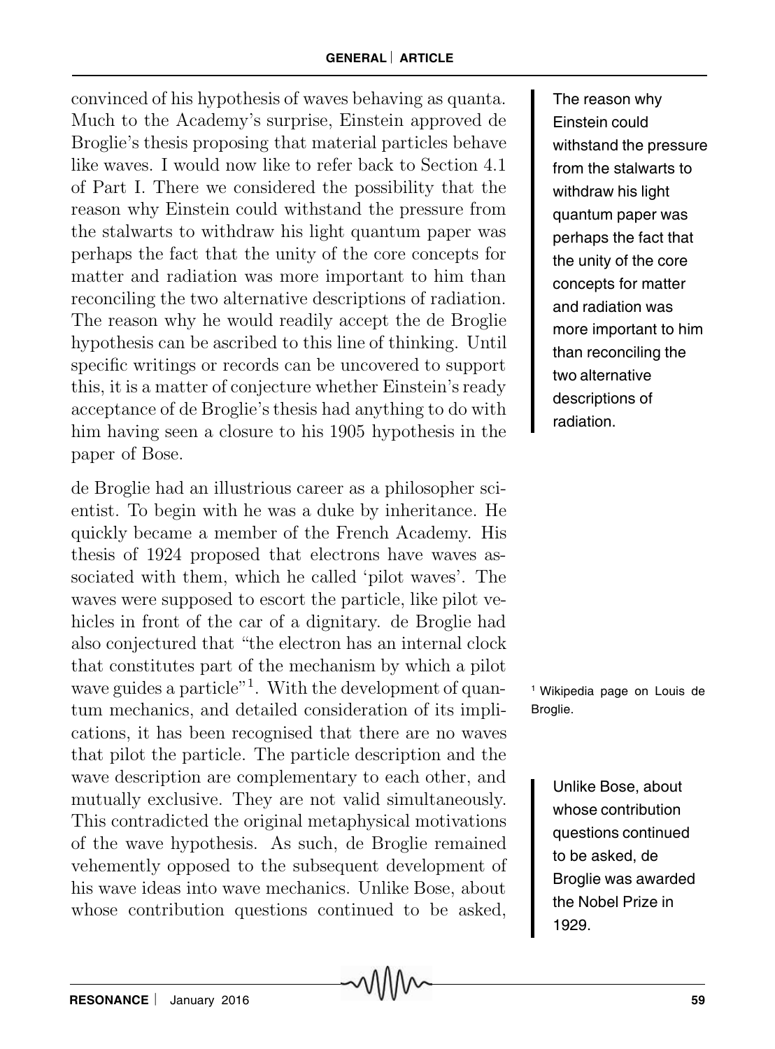convinced of his hypothesis of waves behaving as quanta. Much to the Academy's surprise, Einstein approved de Broglie's thesis proposing that material particles behave like waves. I would now like to refer back to Section 4.1 of Part I. There we considered the possibility that the reason why Einstein could withstand the pressure from the stalwarts to withdraw his light quantum paper was perhaps the fact that the unity of the core concepts for matter and radiation was more important to him than reconciling the two alternative descriptions of radiation. The reason why he would readily accept the de Broglie hypothesis can be ascribed to this line of thinking. Until specific writings or records can be uncovered to support this, it is a matter of conjecture whether Einstein's ready acceptance of de Broglie's thesis had anything to do with him having seen a closure to his 1905 hypothesis in the paper of Bose.

> The reason why Einstein could withstand the pressure from the stalwarts to withdraw his light quantum paper was perhaps the fact that the unity of the core concepts for matter and radiation was more important to him than reconciling the two alternative descriptions of radiation.

de Broglie had an illustrious career as a philosopher scientist. To begin with he was a duke by inheritance. He quickly became a member of the French Academy. His thesis of 1924 proposed that electrons have waves associated with them, which he called 'pilot waves'. The waves were supposed to escort the particle, like pilot vehicles in front of the car of a dignitary. de Broglie had also conjectured that "the electron has an internal clock that constitutes part of the mechanism by which a pilot wave guides a particle"[1]. With the development of quantum mechanics, and detailed consideration of its implications, it has been recognised that there are no waves that pilot the particle. The particle description and the wave description are complementary to each other, and mutually exclusive. They are not valid simultaneously. This contradicted the original metaphysical motivations of the wave hypothesis. As such, de Broglie remained vehemently opposed to the subsequent development of his wave ideas into wave mechanics. Unlike Bose, about whose contribution questions continued to be asked,

[1] Wikipedia page on Louis de Broglie.

> Unlike Bose, about whose contribution questions continued to be asked, de Broglie was awarded the Nobel Prize in 1929.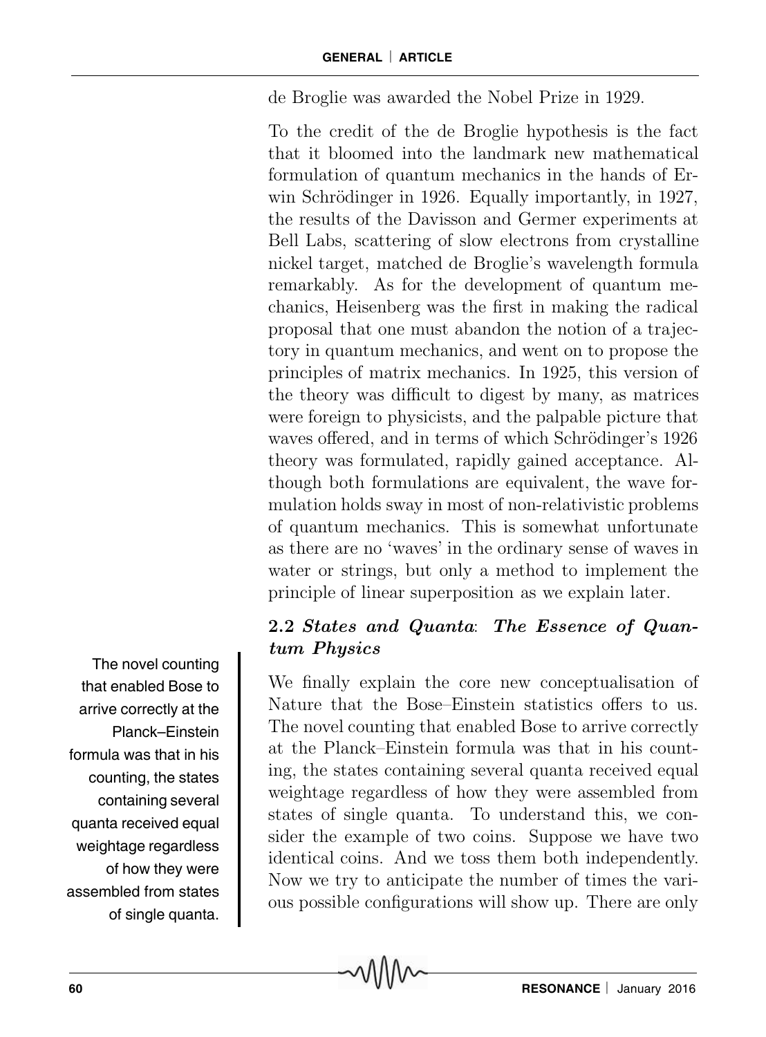de Broglie was awarded the Nobel Prize in 1929.

To the credit of the de Broglie hypothesis is the fact that it bloomed into the landmark new mathematical formulation of quantum mechanics in the hands of Erwin Schrödinger in 1926. Equally importantly, in 1927, the results of the Davisson and Germer experiments at Bell Labs, scattering of slow electrons from crystalline nickel target, matched de Broglie's wavelength formula remarkably. As for the development of quantum mechanics, Heisenberg was the first in making the radical proposal that one must abandon the notion of a trajectory in quantum mechanics, and went on to propose the principles of matrix mechanics. In 1925, this version of the theory was difficult to digest by many, as matrices were foreign to physicists, and the palpable picture that waves offered, and in terms of which Schrödinger's 1926 theory was formulated, rapidly gained acceptance. Although both formulations are equivalent, the wave formulation holds sway in most of non-relativistic problems of quantum mechanics. This is somewhat unfortunate as there are no 'waves' in the ordinary sense of waves in water or strings, but only a method to implement the principle of linear superposition as we explain later.

### 2.2 *States and Quanta*: *The Essence of Quantum Physics*

We finally explain the core new conceptualisation of Nature that the Bose–Einstein statistics offers to us. The novel counting that enabled Bose to arrive correctly at the Planck–Einstein formula was that in his counting, the states containing several quanta received equal weightage regardless of how they were assembled from states of single quanta. To understand this, we consider the example of two coins. Suppose we have two identical coins. And we toss them both independently. Now we try to anticipate the number of times the various possible configurations will show up. There are only

> The novel counting that enabled Bose to arrive correctly at the Planck–Einstein formula was that in his counting, the states containing several quanta received equal weightage regardless of how they were assembled from states of single quanta.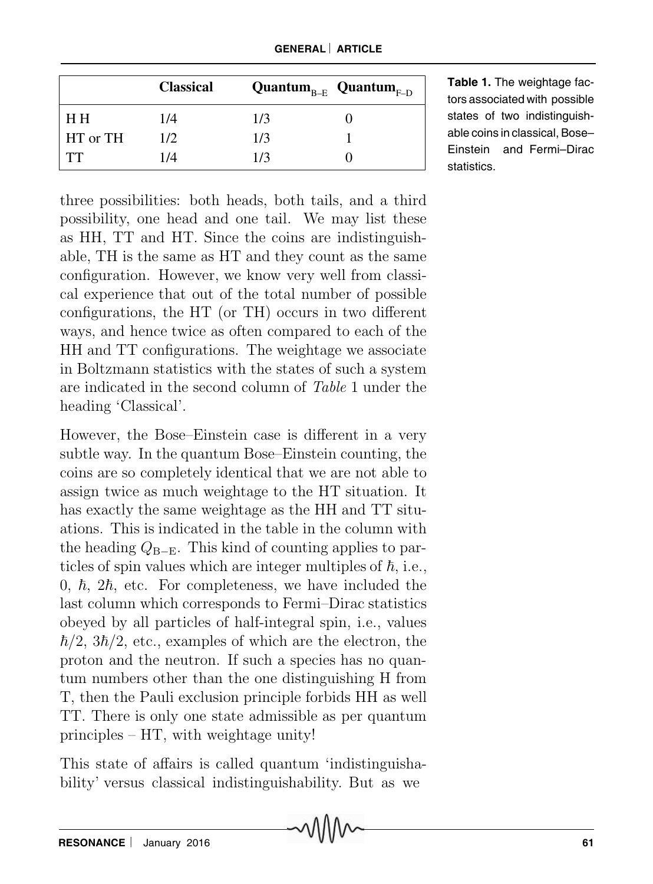|  | Classical | $\text{Quantum}_{\text{B-E}}$ | $\text{Quantum}_{\text{F-D}}$ |
|---|---|---|---|
| H H | 1/4 | 1/3 | 0 |
| HT or TH | 1/2 | 1/3 | 1 |
| TT | 1/4 | 1/3 | 0 |

**Table 1.** The weightage factors associated with possible states of two indistinguishable coins in classical, Bose–Einstein and Fermi–Dirac statistics.

three possibilities: both heads, both tails, and a third possibility, one head and one tail. We may list these as HH, TT and HT. Since the coins are indistinguishable, TH is the same as HT and they count as the same configuration. However, we know very well from classical experience that out of the total number of possible configurations, the HT (or TH) occurs in two different ways, and hence twice as often compared to each of the HH and TT configurations. The weightage we associate in Boltzmann statistics with the states of such a system are indicated in the second column of *Table* 1 under the heading 'Classical'.

However, the Bose–Einstein case is different in a very subtle way. In the quantum Bose–Einstein counting, the coins are so completely identical that we are not able to assign twice as much weightage to the HT situation. It has exactly the same weightage as the HH and TT situations. This is indicated in the table in the column with the heading $Q_{\text{B-E}}$. This kind of counting applies to particles of spin values which are integer multiples of $\hbar$, i.e., 0, $\hbar$, $2\hbar$, etc. For completeness, we have included the last column which corresponds to Fermi–Dirac statistics obeyed by all particles of half-integral spin, i.e., values $\hbar/2$, $3\hbar/2$, etc., examples of which are the electron, the proton and the neutron. If such a species has no quantum numbers other than the one distinguishing H from T, then the Pauli exclusion principle forbids HH as well TT. There is only one state admissible as per quantum principles – HT, with weightage unity!

This state of affairs is called quantum 'indistinguishability' versus classical indistinguishability. But as we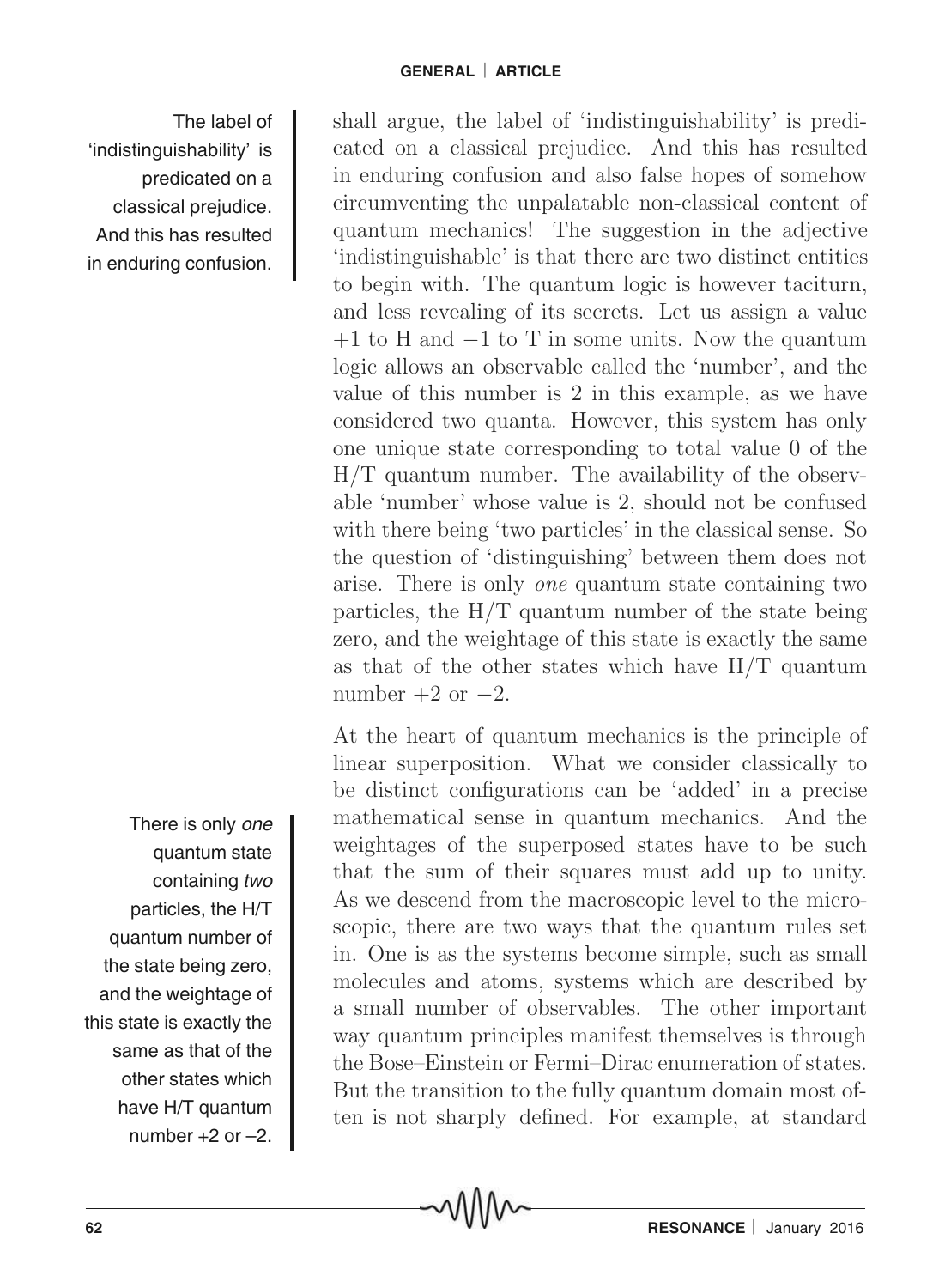shall argue, the label of 'indistinguishability' is predicated on a classical prejudice. And this has resulted in enduring confusion and also false hopes of somehow circumventing the unpalatable non-classical content of quantum mechanics! The suggestion in the adjective 'indistinguishable' is that there are two distinct entities to begin with. The quantum logic is however taciturn, and less revealing of its secrets. Let us assign a value $+1$ to H and $-1$ to T in some units. Now the quantum logic allows an observable called the 'number', and the value of this number is 2 in this example, as we have considered two quanta. However, this system has only one unique state corresponding to total value 0 of the H/T quantum number. The availability of the observable 'number' whose value is 2, should not be confused with there being 'two particles' in the classical sense. So the question of 'distinguishing' between them does not arise. There is only *one* quantum state containing two particles, the H/T quantum number of the state being zero, and the weightage of this state is exactly the same as that of the other states which have H/T quantum number $+2$ or $-2$.

The label of 'indistinguishability' is predicated on a classical prejudice. And this has resulted in enduring confusion.

At the heart of quantum mechanics is the principle of linear superposition. What we consider classically to be distinct configurations can be 'added' in a precise mathematical sense in quantum mechanics. And the weightages of the superposed states have to be such that the sum of their squares must add up to unity. As we descend from the macroscopic level to the microscopic, there are two ways that the quantum rules set in. One is as the systems become simple, such as small molecules and atoms, systems which are described by a small number of observables. The other important way quantum principles manifest themselves is through the Bose–Einstein or Fermi–Dirac enumeration of states. But the transition to the fully quantum domain most often is not sharply defined. For example, at standard

There is only *one* quantum state containing *two* particles, the H/T quantum number of the state being zero, and the weightage of this state is exactly the same as that of the other states which have H/T quantum number $+2$ or $-2$.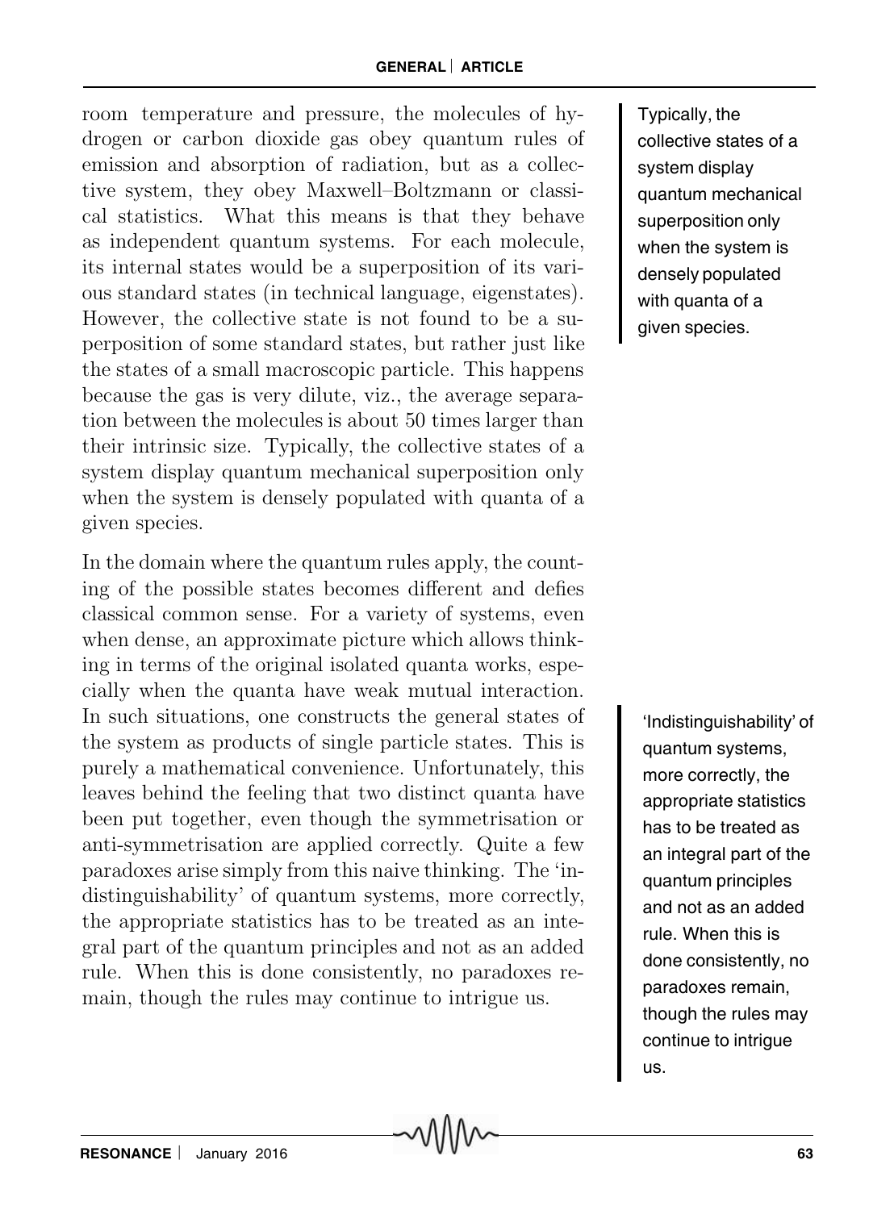room temperature and pressure, the molecules of hydrogen or carbon dioxide gas obey quantum rules of emission and absorption of radiation, but as a collective system, they obey Maxwell–Boltzmann or classical statistics. What this means is that they behave as independent quantum systems. For each molecule, its internal states would be a superposition of its various standard states (in technical language, eigenstates). However, the collective state is not found to be a superposition of some standard states, but rather just like the states of a small macroscopic particle. This happens because the gas is very dilute, viz., the average separation between the molecules is about 50 times larger than their intrinsic size. Typically, the collective states of a system display quantum mechanical superposition only when the system is densely populated with quanta of a given species.

In the domain where the quantum rules apply, the counting of the possible states becomes different and defies classical common sense. For a variety of systems, even when dense, an approximate picture which allows thinking in terms of the original isolated quanta works, especially when the quanta have weak mutual interaction. In such situations, one constructs the general states of the system as products of single particle states. This is purely a mathematical convenience. Unfortunately, this leaves behind the feeling that two distinct quanta have been put together, even though the symmetrisation or anti-symmetrisation are applied correctly. Quite a few paradoxes arise simply from this naive thinking. The 'indistinguishability' of quantum systems, more correctly, the appropriate statistics has to be treated as an integral part of the quantum principles and not as an added rule. When this is done consistently, no paradoxes remain, though the rules may continue to intrigue us.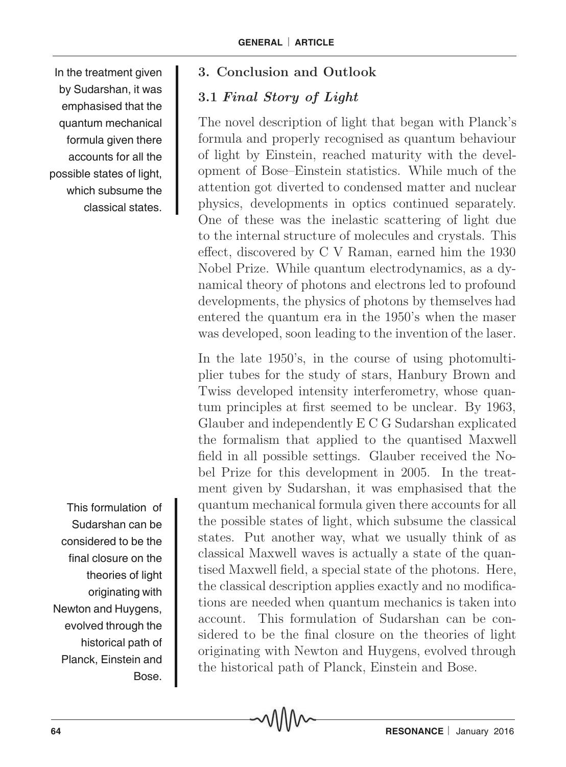## 3. Conclusion and Outlook

### 3.1 *Final Story of Light*

> In the treatment given by Sudarshan, it was emphasised that the quantum mechanical formula given there accounts for all the possible states of light, which subsume the classical states.

The novel description of light that began with Planck's formula and properly recognised as quantum behaviour of light by Einstein, reached maturity with the development of Bose–Einstein statistics. While much of the attention got diverted to condensed matter and nuclear physics, developments in optics continued separately. One of these was the inelastic scattering of light due to the internal structure of molecules and crystals. This effect, discovered by C V Raman, earned him the 1930 Nobel Prize. While quantum electrodynamics, as a dynamical theory of photons and electrons led to profound developments, the physics of photons by themselves had entered the quantum era in the 1950's when the maser was developed, soon leading to the invention of the laser.

In the late 1950's, in the course of using photomultiplier tubes for the study of stars, Hanbury Brown and Twiss developed intensity interferometry, whose quantum principles at first seemed to be unclear. By 1963, Glauber and independently E C G Sudarshan explicated the formalism that applied to the quantised Maxwell field in all possible settings. Glauber received the Nobel Prize for this development in 2005. In the treatment given by Sudarshan, it was emphasised that the quantum mechanical formula given there accounts for all the possible states of light, which subsume the classical states. Put another way, what we usually think of as classical Maxwell waves is actually a state of the quantised Maxwell field, a special state of the photons. Here, the classical description applies exactly and no modifications are needed when quantum mechanics is taken into account. This formulation of Sudarshan can be considered to be the final closure on the theories of light originating with Newton and Huygens, evolved through the historical path of Planck, Einstein and Bose.

> This formulation of Sudarshan can be considered to be the final closure on the theories of light originating with Newton and Huygens, evolved through the historical path of Planck, Einstein and Bose.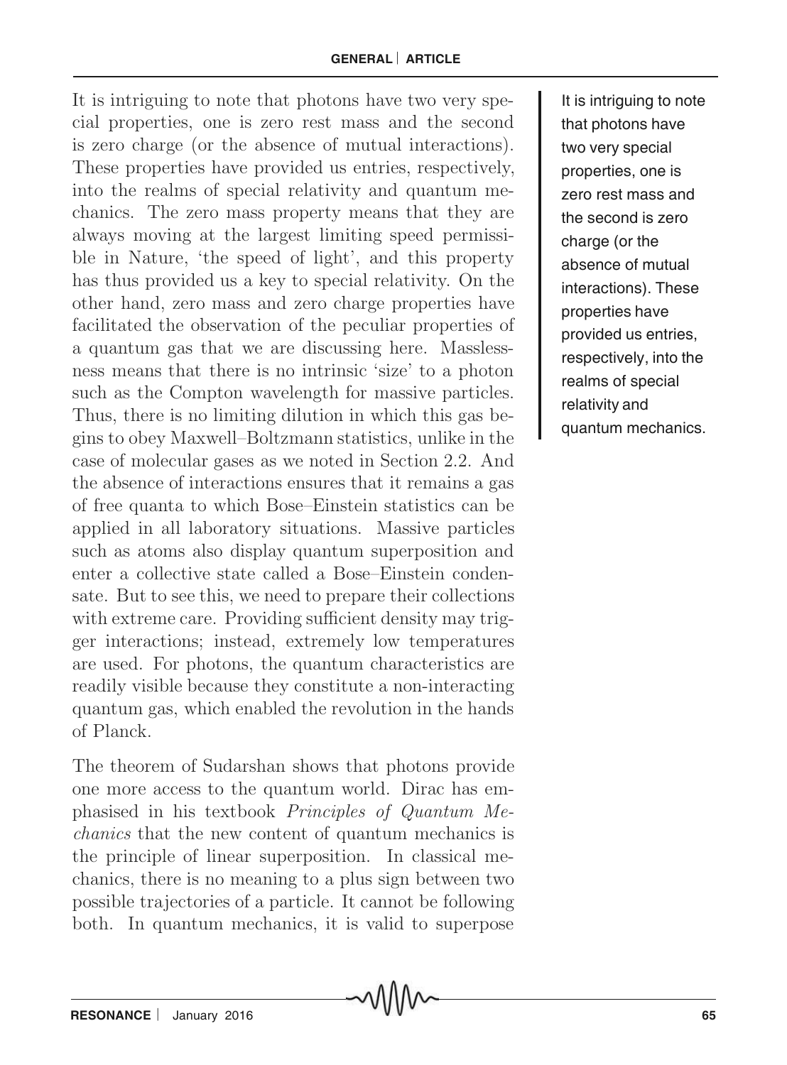It is intriguing to note that photons have two very special properties, one is zero rest mass and the second is zero charge (or the absence of mutual interactions). These properties have provided us entries, respectively, into the realms of special relativity and quantum mechanics. The zero mass property means that they are always moving at the largest limiting speed permissible in Nature, 'the speed of light', and this property has thus provided us a key to special relativity. On the other hand, zero mass and zero charge properties have facilitated the observation of the peculiar properties of a quantum gas that we are discussing here. Masslessness means that there is no intrinsic 'size' to a photon such as the Compton wavelength for massive particles. Thus, there is no limiting dilution in which this gas begins to obey Maxwell–Boltzmann statistics, unlike in the case of molecular gases as we noted in Section 2.2. And the absence of interactions ensures that it remains a gas of free quanta to which Bose–Einstein statistics can be applied in all laboratory situations. Massive particles such as atoms also display quantum superposition and enter a collective state called a Bose–Einstein condensate. But to see this, we need to prepare their collections with extreme care. Providing sufficient density may trigger interactions; instead, extremely low temperatures are used. For photons, the quantum characteristics are readily visible because they constitute a non-interacting quantum gas, which enabled the revolution in the hands of Planck.

> It is intriguing to note that photons have two very special properties, one is zero rest mass and the second is zero charge (or the absence of mutual interactions). These properties have provided us entries, respectively, into the realms of special relativity and quantum mechanics.

The theorem of Sudarshan shows that photons provide one more access to the quantum world. Dirac has emphasised in his textbook *Principles of Quantum Mechanics* that the new content of quantum mechanics is the principle of linear superposition. In classical mechanics, there is no meaning to a plus sign between two possible trajectories of a particle. It cannot be following both. In quantum mechanics, it is valid to superpose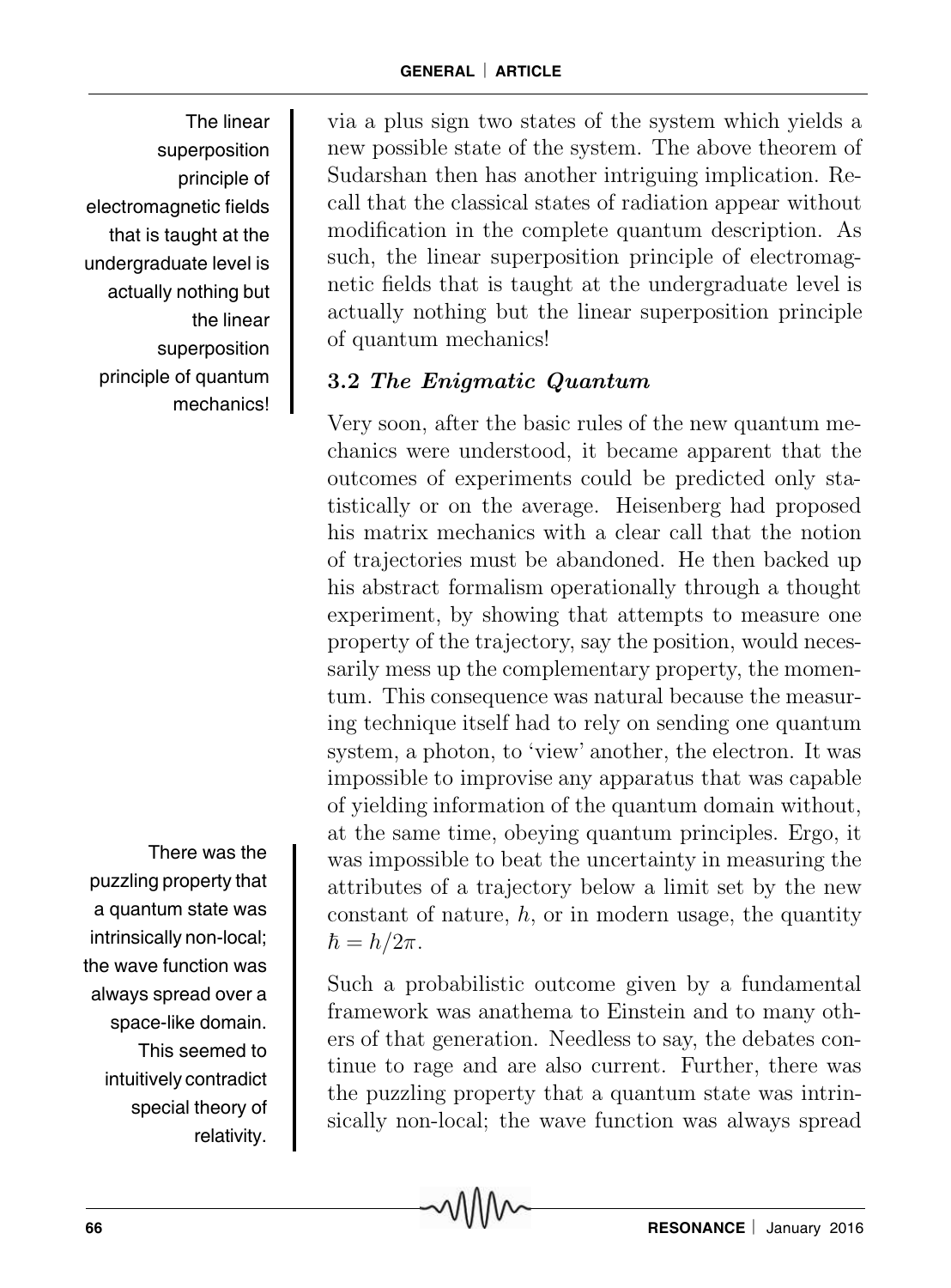via a plus sign two states of the system which yields a new possible state of the system. The above theorem of Sudarshan then has another intriguing implication. Recall that the classical states of radiation appear without modification in the complete quantum description. As such, the linear superposition principle of electromagnetic fields that is taught at the undergraduate level is actually nothing but the linear superposition principle of quantum mechanics!

The linear superposition principle of electromagnetic fields that is taught at the undergraduate level is actually nothing but the linear superposition principle of quantum mechanics!

### 3.2 *The Enigmatic Quantum*

Very soon, after the basic rules of the new quantum mechanics were understood, it became apparent that the outcomes of experiments could be predicted only statistically or on the average. Heisenberg had proposed his matrix mechanics with a clear call that the notion of trajectories must be abandoned. He then backed up his abstract formalism operationally through a thought experiment, by showing that attempts to measure one property of the trajectory, say the position, would necessarily mess up the complementary property, the momentum. This consequence was natural because the measuring technique itself had to rely on sending one quantum system, a photon, to 'view' another, the electron. It was impossible to improvise any apparatus that was capable of yielding information of the quantum domain without, at the same time, obeying quantum principles. Ergo, it was impossible to beat the uncertainty in measuring the attributes of a trajectory below a limit set by the new constant of nature, $h$, or in modern usage, the quantity $\hbar = h/2\pi$.

Such a probabilistic outcome given by a fundamental framework was anathema to Einstein and to many others of that generation. Needless to say, the debates continue to rage and are also current. Further, there was the puzzling property that a quantum state was intrinsically non-local; the wave function was always spread

There was the puzzling property that a quantum state was intrinsically non-local; the wave function was always spread over a space-like domain. This seemed to intuitively contradict special theory of relativity.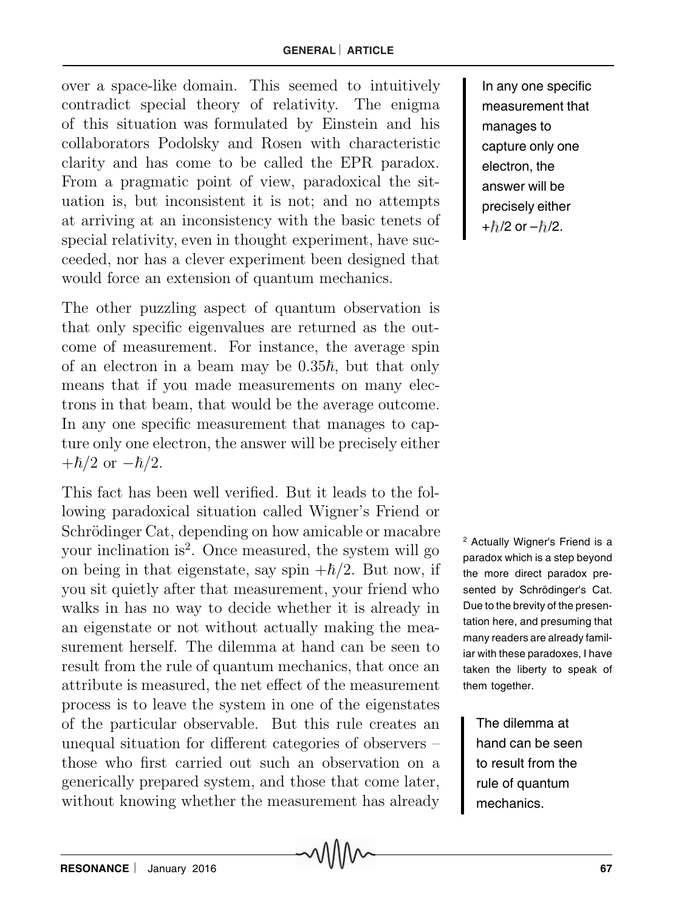over a space-like domain. This seemed to intuitively contradict special theory of relativity. The enigma of this situation was formulated by Einstein and his collaborators Podolsky and Rosen with characteristic clarity and has come to be called the EPR paradox. From a pragmatic point of view, paradoxical the situation is, but inconsistent it is not; and no attempts at arriving at an inconsistency with the basic tenets of special relativity, even in thought experiment, have succeeded, nor has a clever experiment been designed that would force an extension of quantum mechanics.

In any one specific measurement that manages to capture only one electron, the answer will be precisely either $+\hbar/2$ or $-\hbar/2$.

The other puzzling aspect of quantum observation is that only specific eigenvalues are returned as the outcome of measurement. For instance, the average spin of an electron in a beam may be $0.35\hbar$, but that only means that if you made measurements on many electrons in that beam, that would be the average outcome. In any one specific measurement that manages to capture only one electron, the answer will be precisely either $+\hbar/2$ or $-\hbar/2$.

This fact has been well verified. But it leads to the following paradoxical situation called Wigner's Friend or Schrödinger Cat, depending on how amicable or macabre your inclination is[2]. Once measured, the system will go on being in that eigenstate, say spin $+\hbar/2$. But now, if you sit quietly after that measurement, your friend who walks in has no way to decide whether it is already in an eigenstate or not without actually making the measurement herself. The dilemma at hand can be seen to result from the rule of quantum mechanics, that once an attribute is measured, the net effect of the measurement process is to leave the system in one of the eigenstates of the particular observable. But this rule creates an unequal situation for different categories of observers – those who first carried out such an observation on a generically prepared system, and those that come later, without knowing whether the measurement has already

[2] Actually Wigner's Friend is a paradox which is a step beyond the more direct paradox presented by Schrödinger's Cat. Due to the brevity of the presentation here, and presuming that many readers are already familiar with these paradoxes, I have taken the liberty to speak of them together.

The dilemma at hand can be seen to result from the rule of quantum mechanics.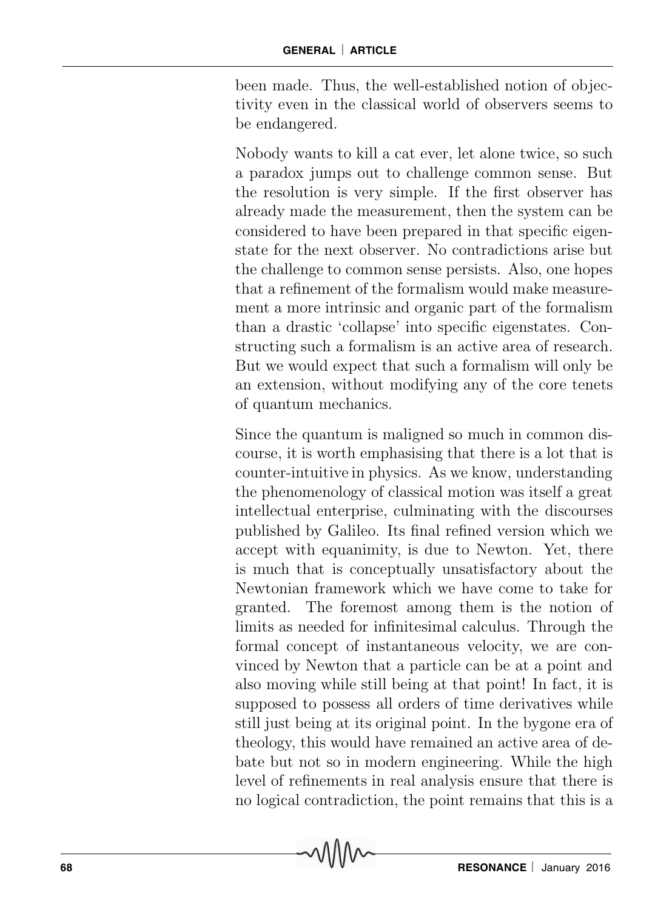been made. Thus, the well-established notion of objectivity even in the classical world of observers seems to be endangered.

Nobody wants to kill a cat ever, let alone twice, so such a paradox jumps out to challenge common sense. But the resolution is very simple. If the first observer has already made the measurement, then the system can be considered to have been prepared in that specific eigenstate for the next observer. No contradictions arise but the challenge to common sense persists. Also, one hopes that a refinement of the formalism would make measurement a more intrinsic and organic part of the formalism than a drastic 'collapse' into specific eigenstates. Constructing such a formalism is an active area of research. But we would expect that such a formalism will only be an extension, without modifying any of the core tenets of quantum mechanics.

Since the quantum is maligned so much in common discourse, it is worth emphasising that there is a lot that is counter-intuitive in physics. As we know, understanding the phenomenology of classical motion was itself a great intellectual enterprise, culminating with the discourses published by Galileo. Its final refined version which we accept with equanimity, is due to Newton. Yet, there is much that is conceptually unsatisfactory about the Newtonian framework which we have come to take for granted. The foremost among them is the notion of limits as needed for infinitesimal calculus. Through the formal concept of instantaneous velocity, we are convinced by Newton that a particle can be at a point and also moving while still being at that point! In fact, it is supposed to possess all orders of time derivatives while still just being at its original point. In the bygone era of theology, this would have remained an active area of debate but not so in modern engineering. While the high level of refinements in real analysis ensure that there is no logical contradiction, the point remains that this is a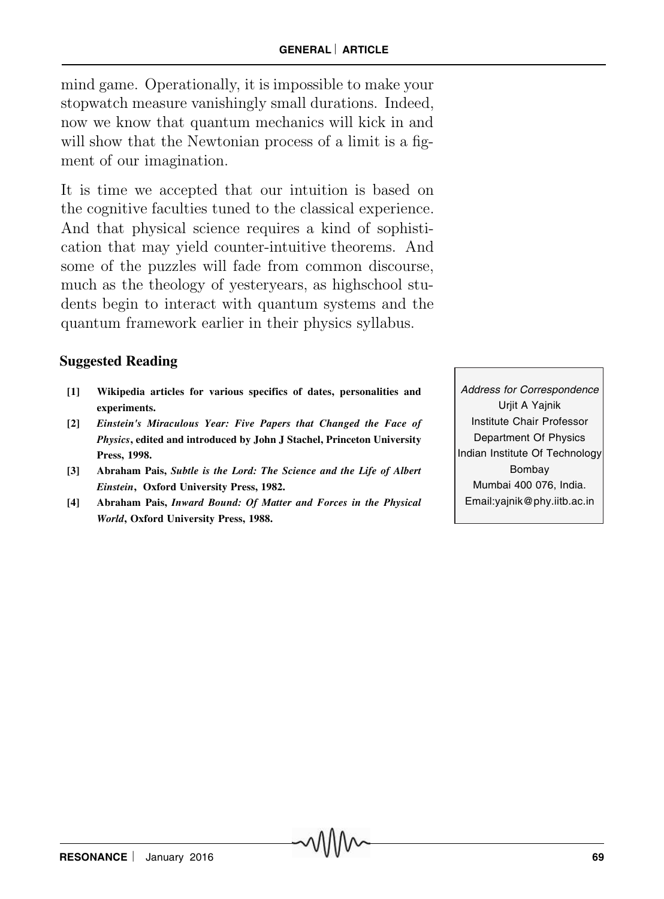mind game. Operationally, it is impossible to make your stopwatch measure vanishingly small durations. Indeed, now we know that quantum mechanics will kick in and will show that the Newtonian process of a limit is a figment of our imagination.

It is time we accepted that our intuition is based on the cognitive faculties tuned to the classical experience. And that physical science requires a kind of sophistication that may yield counter-intuitive theorems. And some of the puzzles will fade from common discourse, much as the theology of yesteryears, as highschool students begin to interact with quantum systems and the quantum framework earlier in their physics syllabus.

## Suggested Reading

[1] Wikipedia articles for various specifics of dates, personalities and experiments.

[2] *Einstein's Miraculous Year: Five Papers that Changed the Face of Physics*, edited and introduced by John J Stachel, Princeton University Press, 1998.

[3] Abraham Pais, *Subtle is the Lord: The Science and the Life of Albert Einstein*, Oxford University Press, 1982.

[4] Abraham Pais, *Inward Bound: Of Matter and Forces in the Physical World*, Oxford University Press, 1988.

*Address for Correspondence*
Urjit A Yajnik
Institute Chair Professor
Department Of Physics
Indian Institute Of Technology Bombay
Mumbai 400 076, India.
Email:yajnik@phy.iitb.ac.in